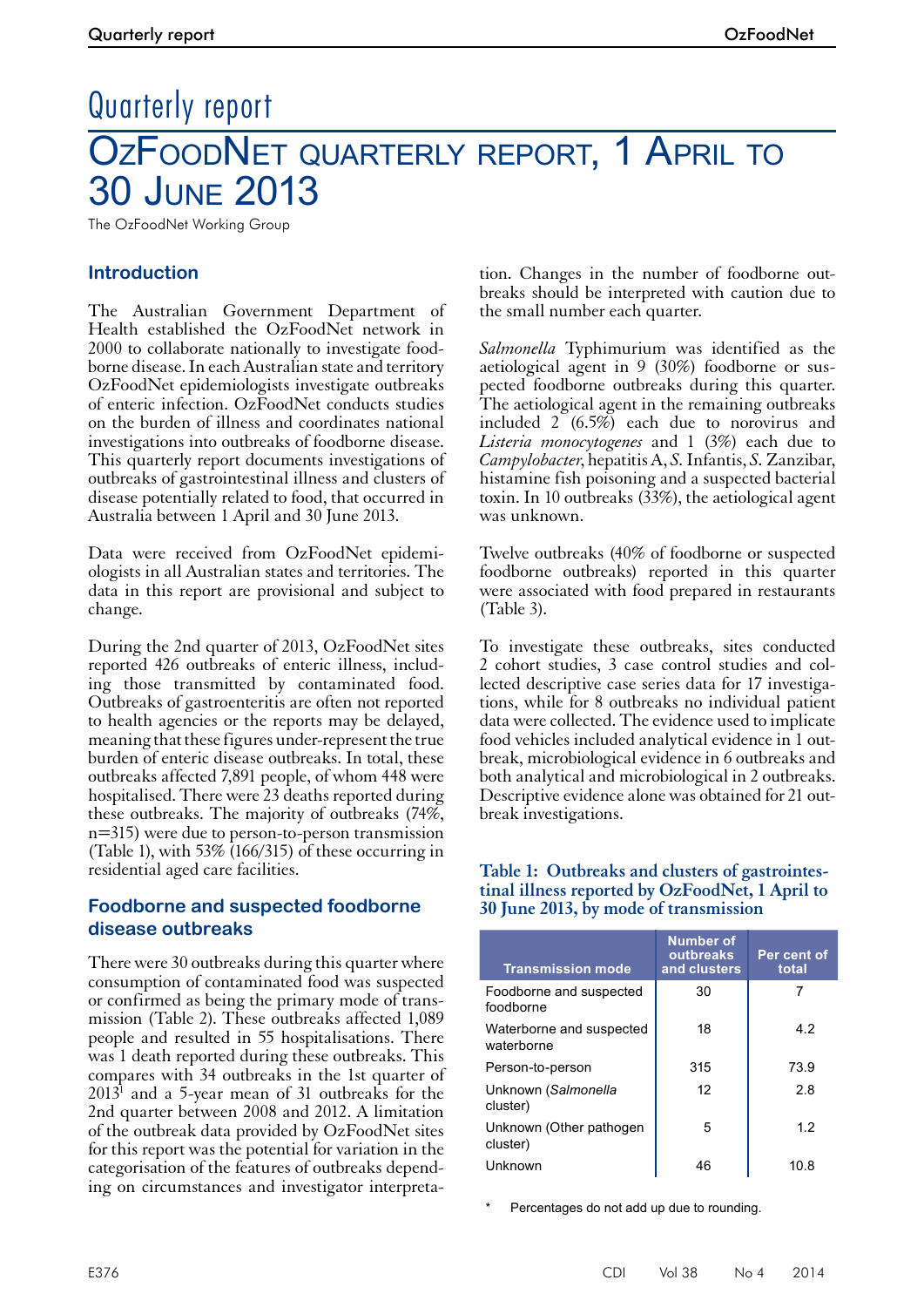# Quarterly report

# OzFoodNet quarterly report, 1 April to 30 June 2013

The OzFoodNet Working Group

## Introduction

The Australian Government Department of Health established the OzFoodNet network in 2000 to collaborate nationally to investigate foodborne disease. In each Australian state and territory OzFoodNet epidemiologists investigate outbreaks of enteric infection. OzFoodNet conducts studies on the burden of illness and coordinates national investigations into outbreaks of foodborne disease. This quarterly report documents investigations of outbreaks of gastrointestinal illness and clusters of disease potentially related to food, that occurred in Australia between 1 April and 30 June 2013.

Data were received from OzFoodNet epidemiologists in all Australian states and territories. The data in this report are provisional and subject to change.

During the 2nd quarter of 2013, OzFoodNet sites reported 426 outbreaks of enteric illness, including those transmitted by contaminated food. Outbreaks of gastroenteritis are often not reported to health agencies or the reports may be delayed, meaning that these figures under-represent the true burden of enteric disease outbreaks. In total, these outbreaks affected 7,891 people, of whom 448 were hospitalised. There were 23 deaths reported during these outbreaks. The majority of outbreaks (74%, n=315) were due to person-to-person transmission (Table 1), with 53% (166/315) of these occurring in residential aged care facilities.

## Foodborne and suspected foodborne disease outbreaks

There were 30 outbreaks during this quarter where consumption of contaminated food was suspected or confirmed as being the primary mode of transmission (Table 2). These outbreaks affected 1,089 people and resulted in 55 hospitalisations. There was 1 death reported during these outbreaks. This compares with 34 outbreaks in the 1st quarter of 2013[1] and a 5-year mean of 31 outbreaks for the 2nd quarter between 2008 and 2012. A limitation of the outbreak data provided by OzFoodNet sites for this report was the potential for variation in the categorisation of the features of outbreaks depending on circumstances and investigator interpretation. Changes in the number of foodborne outbreaks should be interpreted with caution due to the small number each quarter.

*Salmonella* Typhimurium was identified as the aetiological agent in 9 (30%) foodborne or suspected foodborne outbreaks during this quarter. The aetiological agent in the remaining outbreaks included 2 (6.5%) each due to norovirus and *Listeria monocytogenes* and 1 (3%) each due to *Campylobacter*, hepatitis A, *S.* Infantis, *S.* Zanzibar, histamine fish poisoning and a suspected bacterial toxin. In 10 outbreaks (33%), the aetiological agent was unknown.

Twelve outbreaks (40% of foodborne or suspected foodborne outbreaks) reported in this quarter were associated with food prepared in restaurants (Table 3).

To investigate these outbreaks, sites conducted 2 cohort studies, 3 case control studies and collected descriptive case series data for 17 investigations, while for 8 outbreaks no individual patient data were collected. The evidence used to implicate food vehicles included analytical evidence in 1 outbreak, microbiological evidence in 6 outbreaks and both analytical and microbiological in 2 outbreaks. Descriptive evidence alone was obtained for 21 outbreak investigations.

**Table 1: Outbreaks and clusters of gastrointestinal illness reported by OzFoodNet, 1 April to 30 June 2013, by mode of transmission**

| Transmission mode | Number of outbreaks and clusters | Per cent of total |
|---|---|---|
| Foodborne and suspected foodborne | 30 | 7 |
| Waterborne and suspected waterborne | 18 | 4.2 |
| Person-to-person | 315 | 73.9 |
| Unknown (*Salmonella* cluster) | 12 | 2.8 |
| Unknown (Other pathogen cluster) | 5 | 1.2 |
| Unknown | 46 | 10.8 |

\* Percentages do not add up due to rounding.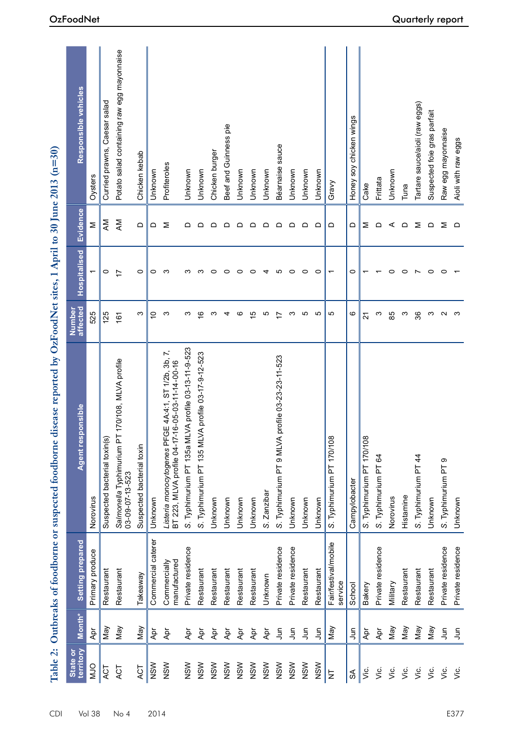**Table 2: Outbreaks of foodborne or suspected foodborne disease reported by OzFoodNet sites, 1 April to 30 June 2013 (n=30)**

| State or territory | Month* | Setting prepared | Agent responsible | Number affected | Hospitalised | Evidence | Responsible vehicles |
|---|---|---|---|---|---|---|---|
| MJO | Apr | Primary produce | Norovirus | 525 | 1 | M | Oysters |
| ACT | May | Restaurant | Suspected bacterial toxin(s) | 125 | 0 | AM | Curried prawns, Caesar salad |
| ACT | May | Restaurant | *Salmonella* Typhimurium PT 170/108, MLVA profile 03-09-07-13-523 | 161 | 17 | AM | Potato salad containing raw egg mayonnaise |
| ACT | May | Takeaway | Suspected bacterial toxin | 3 | 0 | D | Chicken kebab |
| NSW | Apr | Commercial caterer | Unknown | 10 | 0 | D | Unknown |
| NSW | Apr | Commercially manufactured | *Listeria monocytogenes* PFGE 4A:4:1, ST 1/2b, 3b, 7, BT 223, MLVA profile 04-17-16-05-03-11-14-00-16 | 3 | 3 | M | Profiteroles |
| NSW | Apr | Private residence | S. Typhimurium PT 135a MLVA profile 03-13-11-9-523 | 3 | 3 | D | Unknown |
| NSW | Apr | Restaurant | S. Typhimurium PT 135 MLVA profile 03-17-9-12-523 | 16 | 3 | D | Unknown |
| NSW | Apr | Restaurant | Unknown | 3 | 0 | D | Chicken burger |
| NSW | Apr | Restaurant | Unknown | 4 | 0 | D | Beef and Guinness pie |
| NSW | Apr | Restaurant | Unknown | 6 | 0 | D | Unknown |
| NSW | Apr | Restaurant | Unknown | 15 | 0 | D | Unknown |
| NSW | Apr | Unknown | S. Zanzibar | 5 | 4 | D | Unknown |
| NSW | Jun | Private residence | S. Typhimurium PT 9 MLVA profile 03-23-23-11-523 | 17 | 5 | D | Béarnaise sauce |
| NSW | Jun | Private residence | Unknown | 3 | 0 | D | Unknown |
| NSW | Jun | Restaurant | Unknown | 5 | 0 | D | Unknown |
| NSW | Jun | Restaurant | Unknown | 5 | 0 | D | Unknown |
| NT | May | Fair/festival/mobile service | S. Typhimurium PT 170/108 | 5 | 1 | D | Gravy |
| SA | Jun | School | Campylobacter | 6 | 0 | D | Honey soy chicken wings |
| Vic. | Apr | Bakery | S. Typhimurium PT 170/108 | 21 | 1 | M | Cake |
| Vic. | Apr | Private residence | S. Typhimurium PT 64 | 3 | 1 | D | Frittata |
| Vic. | May | Military | Norovirus | 85 | 0 | A | Unknown |
| Vic. | May | Restaurant | Histamine | 3 | 0 | D | Tuna |
| Vic. | May | Restaurant | S. Typhimurium PT 44 | 36 | 7 | M | Tartare sauce/aioli (raw eggs) |
| Vic. | May | Restaurant | Unknown | 3 | 0 | D | Suspected foie gras parfait |
| Vic. | Jun | Private residence | S. Typhimurium PT 9 | 2 | 0 | M | Raw egg mayonnaise |
| Vic. | Jun | Private residence | Unknown | 3 | 1 | D | Aioli with raw eggs |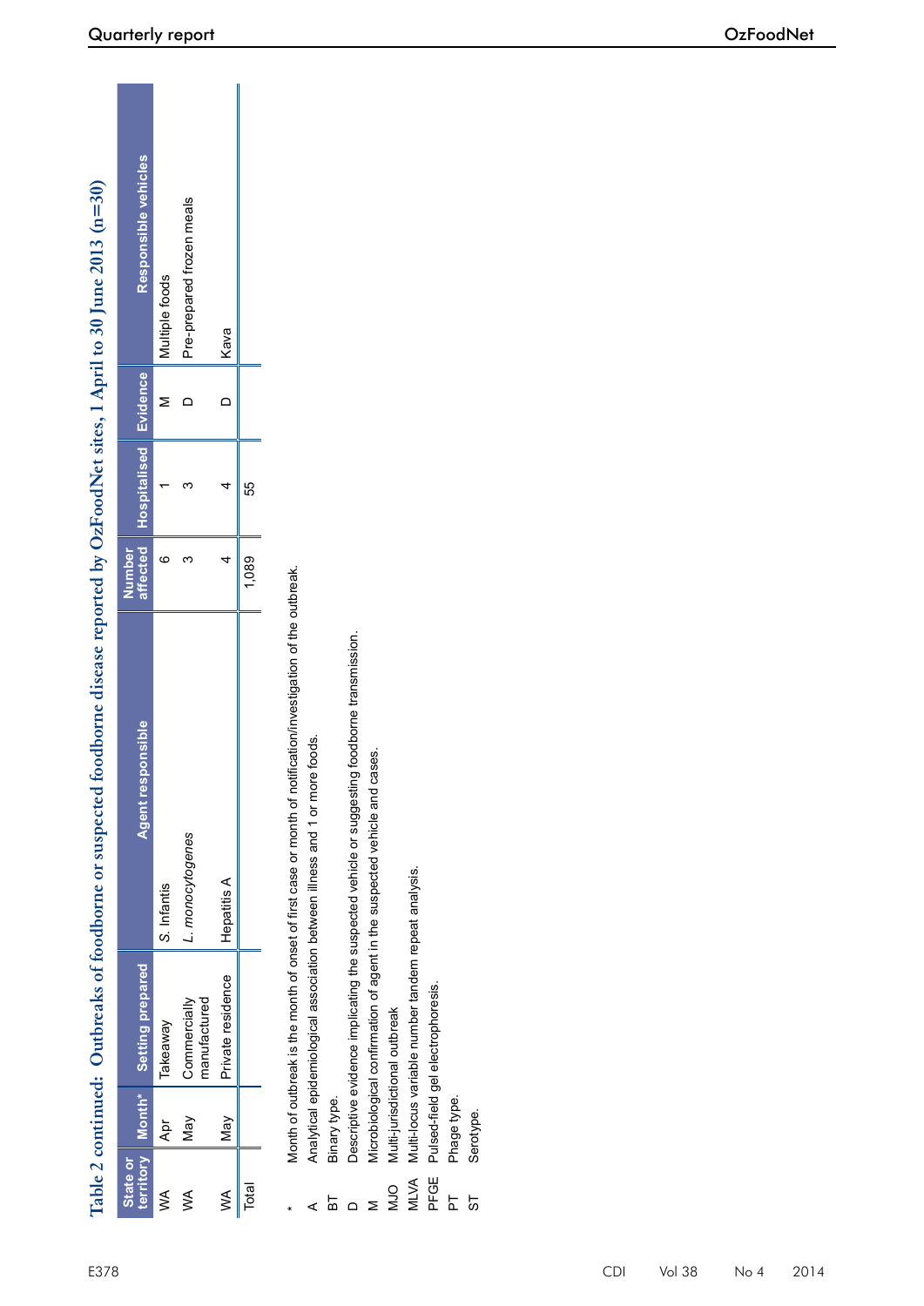# Table 2 continued: Outbreaks of foodborne or suspected foodborne disease reported by OzFoodNet sites, 1 April to 30 June 2013 (n=30)

| State or territory | Month* | Setting prepared | Agent responsible | Number affected | Hospitalised | Evidence | Responsible vehicles |
|---|---|---|---|---|---|---|---|
| WA | Apr | Takeaway | S. Infantis | 6 | 1 | M | Multiple foods |
| WA | May | Commercially manufactured | *L. monocytogenes* | 3 | 3 | D | Pre-prepared frozen meals |
| WA | May | Private residence | Hepatitis A | 4 | 4 | D | Kava |
| Total | | | | 1,089 | 55 | | |

\* Month of outbreak is the month of onset of first case or month of notification/investigation of the outbreak.

A Analytical epidemiological association between illness and 1 or more foods.

BT Binary type.

D Descriptive evidence implicating the suspected vehicle or suggesting foodborne transmission.

M Microbiological confirmation of agent in the suspected vehicle and cases.

MJO Multi-jurisdictional outbreak

MLVA Multi-locus variable number tandem repeat analysis.

PFGE Pulsed-field gel electrophoresis.

PT Phage type.

ST Serotype.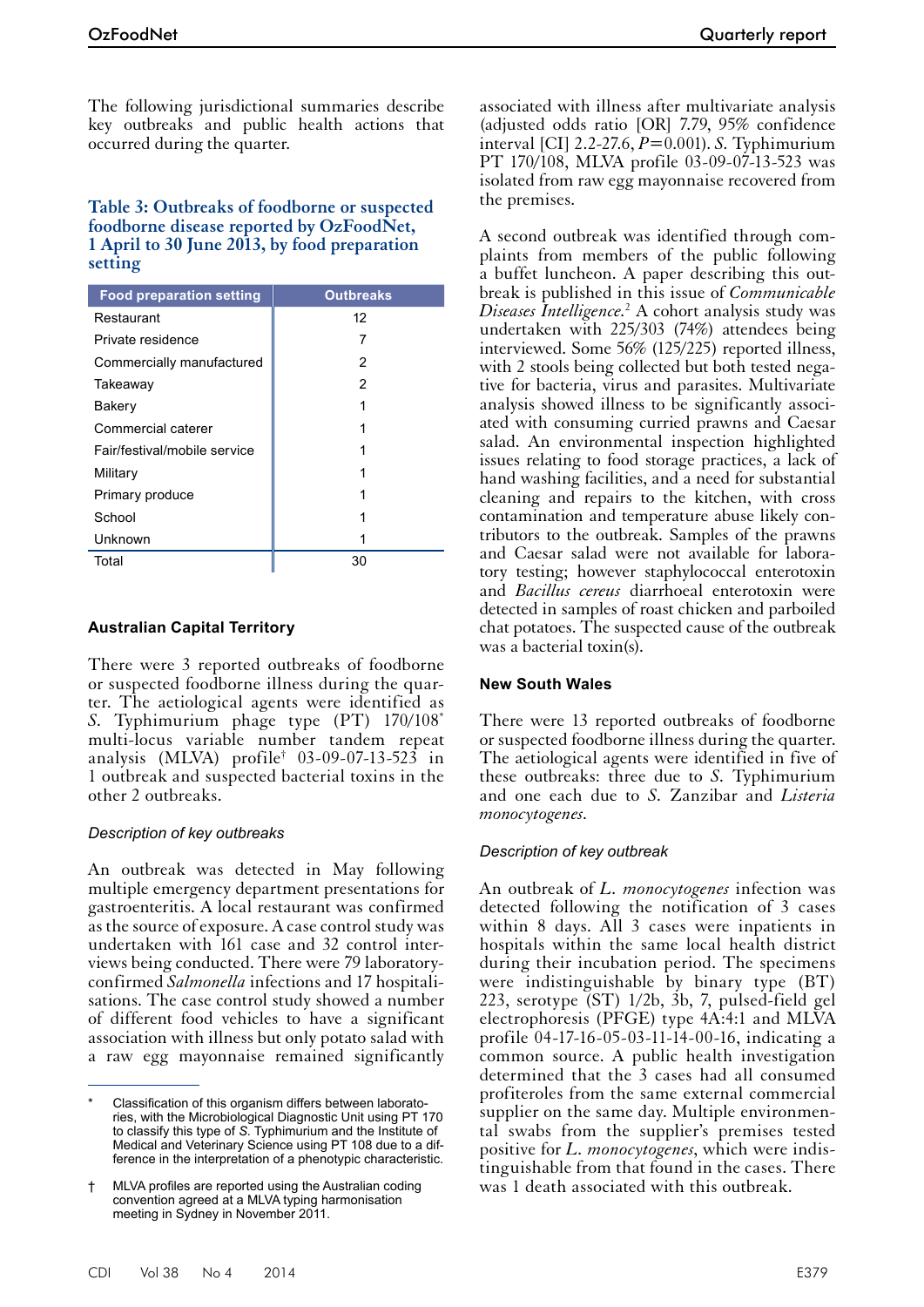The following jurisdictional summaries describe key outbreaks and public health actions that occurred during the quarter.

**Table 3: Outbreaks of foodborne or suspected foodborne disease reported by OzFoodNet, 1 April to 30 June 2013, by food preparation setting**

| Food preparation setting | Outbreaks |
|---|---|
| Restaurant | 12 |
| Private residence | 7 |
| Commercially manufactured | 2 |
| Takeaway | 2 |
| Bakery | 1 |
| Commercial caterer | 1 |
| Fair/festival/mobile service | 1 |
| Military | 1 |
| Primary produce | 1 |
| School | 1 |
| Unknown | 1 |
| Total | 30 |

### Australian Capital Territory

There were 3 reported outbreaks of foodborne or suspected foodborne illness during the quarter. The aetiological agents were identified as *S.* Typhimurium phage type (PT) 170/108* multi-locus variable number tandem repeat analysis (MLVA) profile† 03-09-07-13-523 in 1 outbreak and suspected bacterial toxins in the other 2 outbreaks.

*Description of key outbreaks*

An outbreak was detected in May following multiple emergency department presentations for gastroenteritis. A local restaurant was confirmed as the source of exposure. A case control study was undertaken with 161 case and 32 control interviews being conducted. There were 79 laboratory-confirmed *Salmonella* infections and 17 hospitalisations. The case control study showed a number of different food vehicles to have a significant association with illness but only potato salad with a raw egg mayonnaise remained significantly associated with illness after multivariate analysis (adjusted odds ratio [OR] 7.79, 95% confidence interval [CI] 2.2-27.6, $P$=0.001). *S.* Typhimurium PT 170/108, MLVA profile 03-09-07-13-523 was isolated from raw egg mayonnaise recovered from the premises.

A second outbreak was identified through complaints from members of the public following a buffet luncheon. A paper describing this outbreak is published in this issue of *Communicable Diseases Intelligence.*[2] A cohort analysis study was undertaken with 225/303 (74%) attendees being interviewed. Some 56% (125/225) reported illness, with 2 stools being collected but both tested negative for bacteria, virus and parasites. Multivariate analysis showed illness to be significantly associated with consuming curried prawns and Caesar salad. An environmental inspection highlighted issues relating to food storage practices, a lack of hand washing facilities, and a need for substantial cleaning and repairs to the kitchen, with cross contamination and temperature abuse likely contributors to the outbreak. Samples of the prawns and Caesar salad were not available for laboratory testing; however staphylococcal enterotoxin and *Bacillus cereus* diarrhoeal enterotoxin were detected in samples of roast chicken and parboiled chat potatoes. The suspected cause of the outbreak was a bacterial toxin(s).

### New South Wales

There were 13 reported outbreaks of foodborne or suspected foodborne illness during the quarter. The aetiological agents were identified in five of these outbreaks: three due to *S.* Typhimurium and one each due to *S.* Zanzibar and *Listeria monocytogenes*.

*Description of key outbreak*

An outbreak of *L. monocytogenes* infection was detected following the notification of 3 cases within 8 days. All 3 cases were inpatients in hospitals within the same local health district during their incubation period. The specimens were indistinguishable by binary type (BT) 223, serotype (ST) 1/2b, 3b, 7, pulsed-field gel electrophoresis (PFGE) type 4A:4:1 and MLVA profile 04-17-16-05-03-11-14-00-16, indicating a common source. A public health investigation determined that the 3 cases had all consumed profiteroles from the same external commercial supplier on the same day. Multiple environmental swabs from the supplier's premises tested positive for *L. monocytogenes*, which were indistinguishable from that found in the cases. There was 1 death associated with this outbreak.

---

\* Classification of this organism differs between laboratories, with the Microbiological Diagnostic Unit using PT 170 to classify this type of *S.* Typhimurium and the Institute of Medical and Veterinary Science using PT 108 due to a difference in the interpretation of a phenotypic characteristic.

† MLVA profiles are reported using the Australian coding convention agreed at a MLVA typing harmonisation meeting in Sydney in November 2011.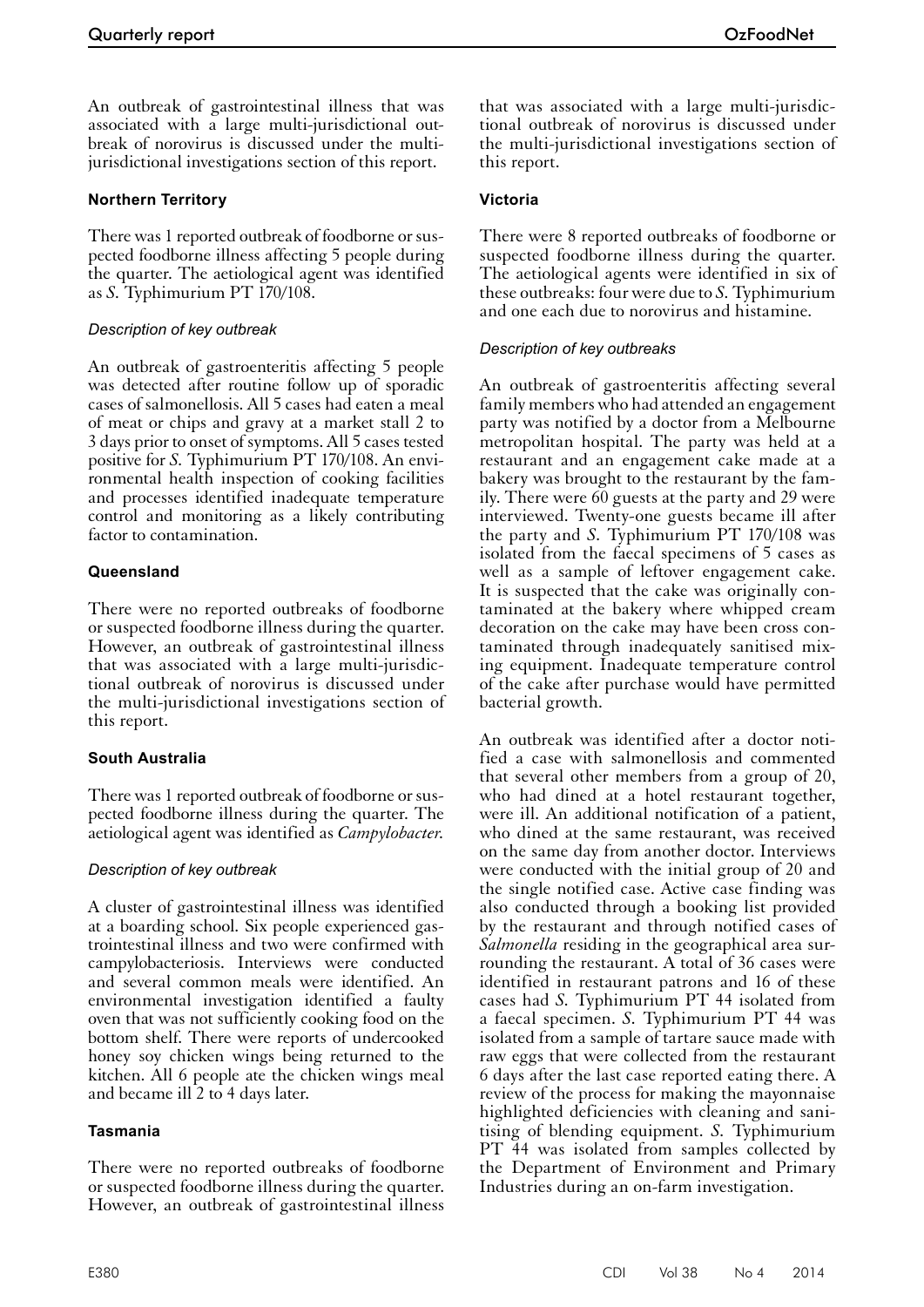An outbreak of gastrointestinal illness that was associated with a large multi-jurisdictional outbreak of norovirus is discussed under the multi-jurisdictional investigations section of this report.

### Northern Territory

There was 1 reported outbreak of foodborne or suspected foodborne illness affecting 5 people during the quarter. The aetiological agent was identified as *S.* Typhimurium PT 170/108.

#### *Description of key outbreak*

An outbreak of gastroenteritis affecting 5 people was detected after routine follow up of sporadic cases of salmonellosis. All 5 cases had eaten a meal of meat or chips and gravy at a market stall 2 to 3 days prior to onset of symptoms. All 5 cases tested positive for *S.* Typhimurium PT 170/108. An environmental health inspection of cooking facilities and processes identified inadequate temperature control and monitoring as a likely contributing factor to contamination.

### Queensland

There were no reported outbreaks of foodborne or suspected foodborne illness during the quarter. However, an outbreak of gastrointestinal illness that was associated with a large multi-jurisdictional outbreak of norovirus is discussed under the multi-jurisdictional investigations section of this report.

### South Australia

There was 1 reported outbreak of foodborne or suspected foodborne illness during the quarter. The aetiological agent was identified as *Campylobacter*.

#### *Description of key outbreak*

A cluster of gastrointestinal illness was identified at a boarding school. Six people experienced gastrointestinal illness and two were confirmed with campylobacteriosis. Interviews were conducted and several common meals were identified. An environmental investigation identified a faulty oven that was not sufficiently cooking food on the bottom shelf. There were reports of undercooked honey soy chicken wings being returned to the kitchen. All 6 people ate the chicken wings meal and became ill 2 to 4 days later.

### Tasmania

There were no reported outbreaks of foodborne or suspected foodborne illness during the quarter. However, an outbreak of gastrointestinal illness that was associated with a large multi-jurisdictional outbreak of norovirus is discussed under the multi-jurisdictional investigations section of this report.

### Victoria

There were 8 reported outbreaks of foodborne or suspected foodborne illness during the quarter. The aetiological agents were identified in six of these outbreaks: four were due to *S.* Typhimurium and one each due to norovirus and histamine.

#### *Description of key outbreaks*

An outbreak of gastroenteritis affecting several family members who had attended an engagement party was notified by a doctor from a Melbourne metropolitan hospital. The party was held at a restaurant and an engagement cake made at a bakery was brought to the restaurant by the family. There were 60 guests at the party and 29 were interviewed. Twenty-one guests became ill after the party and *S.* Typhimurium PT 170/108 was isolated from the faecal specimens of 5 cases as well as a sample of leftover engagement cake. It is suspected that the cake was originally contaminated at the bakery where whipped cream decoration on the cake may have been cross contaminated through inadequately sanitised mixing equipment. Inadequate temperature control of the cake after purchase would have permitted bacterial growth.

An outbreak was identified after a doctor notified a case with salmonellosis and commented that several other members from a group of 20, who had dined at a hotel restaurant together, were ill. An additional notification of a patient, who dined at the same restaurant, was received on the same day from another doctor. Interviews were conducted with the initial group of 20 and the single notified case. Active case finding was also conducted through a booking list provided by the restaurant and through notified cases of *Salmonella* residing in the geographical area surrounding the restaurant. A total of 36 cases were identified in restaurant patrons and 16 of these cases had *S.* Typhimurium PT 44 isolated from a faecal specimen. *S.* Typhimurium PT 44 was isolated from a sample of tartare sauce made with raw eggs that were collected from the restaurant 6 days after the last case reported eating there. A review of the process for making the mayonnaise highlighted deficiencies with cleaning and sanitising of blending equipment. *S.* Typhimurium PT 44 was isolated from samples collected by the Department of Environment and Primary Industries during an on-farm investigation.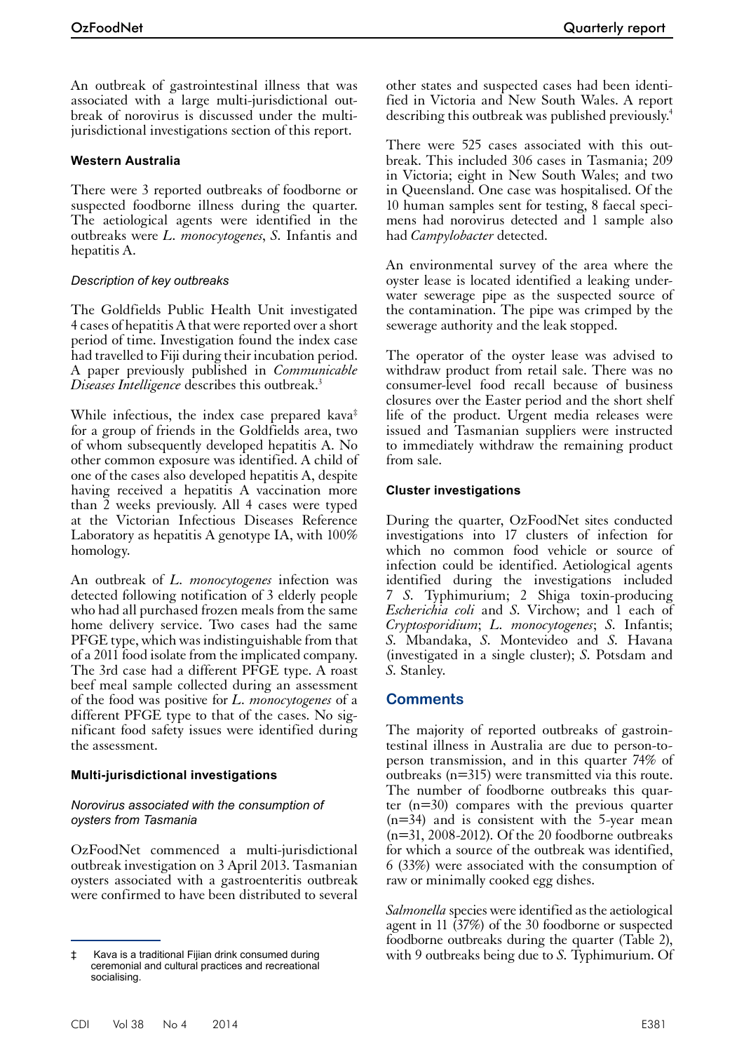An outbreak of gastrointestinal illness that was associated with a large multi-jurisdictional outbreak of norovirus is discussed under the multi-jurisdictional investigations section of this report.

#### Western Australia

There were 3 reported outbreaks of foodborne or suspected foodborne illness during the quarter. The aetiological agents were identified in the outbreaks were *L. monocytogenes*, *S.* Infantis and hepatitis A.

##### *Description of key outbreaks*

The Goldfields Public Health Unit investigated 4 cases of hepatitis A that were reported over a short period of time. Investigation found the index case had travelled to Fiji during their incubation period. A paper previously published in *Communicable Diseases Intelligence* describes this outbreak.[3]

While infectious, the index case prepared kava[‡] for a group of friends in the Goldfields area, two of whom subsequently developed hepatitis A. No other common exposure was identified. A child of one of the cases also developed hepatitis A, despite having received a hepatitis A vaccination more than 2 weeks previously. All 4 cases were typed at the Victorian Infectious Diseases Reference Laboratory as hepatitis A genotype IA, with 100% homology.

An outbreak of *L. monocytogenes* infection was detected following notification of 3 elderly people who had all purchased frozen meals from the same home delivery service. Two cases had the same PFGE type, which was indistinguishable from that of a 2011 food isolate from the implicated company. The 3rd case had a different PFGE type. A roast beef meal sample collected during an assessment of the food was positive for *L. monocytogenes* of a different PFGE type to that of the cases. No significant food safety issues were identified during the assessment.

#### Multi-jurisdictional investigations

##### *Norovirus associated with the consumption of oysters from Tasmania*

OzFoodNet commenced a multi-jurisdictional outbreak investigation on 3 April 2013. Tasmanian oysters associated with a gastroenteritis outbreak were confirmed to have been distributed to several other states and suspected cases had been identified in Victoria and New South Wales. A report describing this outbreak was published previously.[4]

There were 525 cases associated with this outbreak. This included 306 cases in Tasmania; 209 in Victoria; eight in New South Wales; and two in Queensland. One case was hospitalised. Of the 10 human samples sent for testing, 8 faecal specimens had norovirus detected and 1 sample also had *Campylobacter* detected.

An environmental survey of the area where the oyster lease is located identified a leaking underwater sewerage pipe as the suspected source of the contamination. The pipe was crimped by the sewerage authority and the leak stopped.

The operator of the oyster lease was advised to withdraw product from retail sale. There was no consumer-level food recall because of business closures over the Easter period and the short shelf life of the product. Urgent media releases were issued and Tasmanian suppliers were instructed to immediately withdraw the remaining product from sale.

#### Cluster investigations

During the quarter, OzFoodNet sites conducted investigations into 17 clusters of infection for which no common food vehicle or source of infection could be identified. Aetiological agents identified during the investigations included 7 *S.* Typhimurium; 2 Shiga toxin-producing *Escherichia coli* and *S.* Virchow; and 1 each of *Cryptosporidium*; *L. monocytogenes*; *S.* Infantis; *S.* Mbandaka, *S.* Montevideo and *S.* Havana (investigated in a single cluster); *S.* Potsdam and *S.* Stanley.

## Comments

The majority of reported outbreaks of gastrointestinal illness in Australia are due to person-to-person transmission, and in this quarter 74% of outbreaks (n=315) were transmitted via this route. The number of foodborne outbreaks this quarter (n=30) compares with the previous quarter (n=34) and is consistent with the 5-year mean (n=31, 2008-2012). Of the 20 foodborne outbreaks for which a source of the outbreak was identified, 6 (33%) were associated with the consumption of raw or minimally cooked egg dishes.

*Salmonella* species were identified as the aetiological agent in 11 (37%) of the 30 foodborne or suspected foodborne outbreaks during the quarter (Table 2), with 9 outbreaks being due to *S.* Typhimurium. Of

‡ Kava is a traditional Fijian drink consumed during ceremonial and cultural practices and recreational socialising.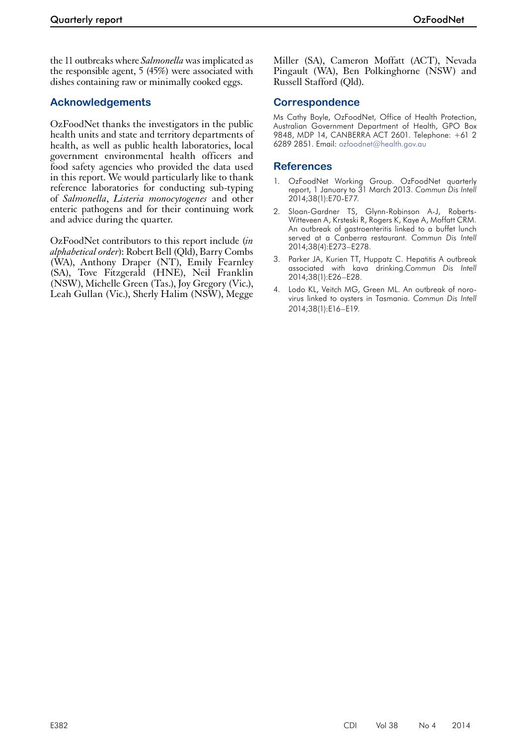the 11 outbreaks where *Salmonella* was implicated as the responsible agent, 5 (45%) were associated with dishes containing raw or minimally cooked eggs.

## Acknowledgements

OzFoodNet thanks the investigators in the public health units and state and territory departments of health, as well as public health laboratories, local government environmental health officers and food safety agencies who provided the data used in this report. We would particularly like to thank reference laboratories for conducting sub-typing of *Salmonella*, *Listeria monocytogenes* and other enteric pathogens and for their continuing work and advice during the quarter.

OzFoodNet contributors to this report include (*in alphabetical order*): Robert Bell (Qld), Barry Combs (WA), Anthony Draper (NT), Emily Fearnley (SA), Tove Fitzgerald (HNE), Neil Franklin (NSW), Michelle Green (Tas.), Joy Gregory (Vic.), Leah Gullan (Vic.), Sherly Halim (NSW), Megge Miller (SA), Cameron Moffatt (ACT), Nevada Pingault (WA), Ben Polkinghorne (NSW) and Russell Stafford (Qld).

## Correspondence

Ms Cathy Boyle, OzFoodNet, Office of Health Protection, Australian Government Department of Health, GPO Box 9848, MDP 14, CANBERRA ACT 2601. Telephone: +61 2 6289 2851. Email: ozfoodnet@health.gov.au

## References

1. OzFoodNet Working Group. OzFoodNet quarterly report, 1 January to 31 March 2013. *Commun Dis Intell* 2014;38(1):E70-E77.
2. Sloan-Gardner TS, Glynn-Robinson A-J, Roberts-Witteveen A, Krsteski R, Rogers K, Kaye A, Moffatt CRM. An outbreak of gastroenteritis linked to a buffet lunch served at a Canberra restaurant. *Commun Dis Intell* 2014;38(4):E273–E278.
3. Parker JA, Kurien TT, Huppatz C. Hepatitis A outbreak associated with kava drinking.*Commun Dis Intell* 2014;38(1):E26–E28.
4. Lodo KL, Veitch MG, Green ML. An outbreak of norovirus linked to oysters in Tasmania. *Commun Dis Intell* 2014;38(1):E16–E19.